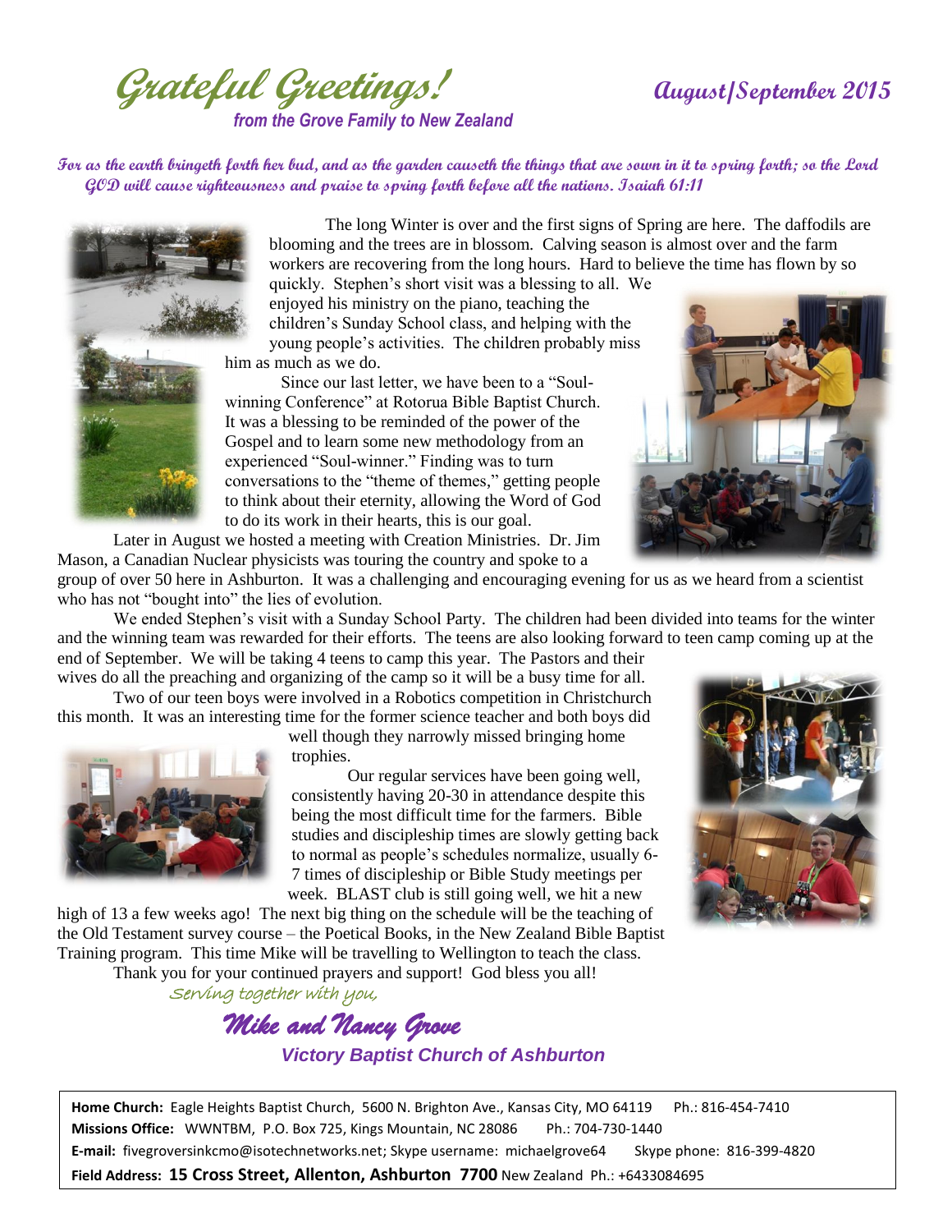# *Grateful Greetings!*

## *August/September 2015*

*from the Grove Family to New Zealand*

**For as the earth bringeth forth her bud, and as the garden causeth the things that are sown in it to spring forth; so the Lord GOD will cause righteousness and praise to spring forth before all the nations. Isaiah 61:11**

The long Winter is over and the first signs of Spring are here. The daffodils are blooming and the trees are in blossom. Calving season is almost over and the farm workers are recovering from the long hours. Hard to believe the time has flown by so quickly. Stephen's short visit was a blessing to all. We enjoyed his ministry on the piano, teaching the children's Sunday School class, and helping with the young people's activities. The children probably miss him as much as we do.

Since our last letter, we have been to a "Soul-winning Conference" at Rotorua Bible Baptist Church. It was a blessing to be reminded of the power of the Gospel and to learn some new methodology from an experienced "Soul-winner." Finding was to turn conversations to the "theme of themes," getting people to think about their eternity, allowing the Word of God to do its work in their hearts, this is our goal.

Later in August we hosted a meeting with Creation Ministries. Dr. Jim Mason, a Canadian Nuclear physicists was touring the country and spoke to a group of over 50 here in Ashburton. It was a challenging and encouraging evening for us as we heard from a scientist who has not "bought into" the lies of evolution.

We ended Stephen's visit with a Sunday School Party. The children had been divided into teams for the winter and the winning team was rewarded for their efforts. The teens are also looking forward to teen camp coming up at the end of September. We will be taking 4 teens to camp this year. The Pastors and their wives do all the preaching and organizing of the camp so it will be a busy time for all.

Two of our teen boys were involved in a Robotics competition in Christchurch this month. It was an interesting time for the former science teacher and both boys did well though they narrowly missed bringing home trophies.

Our regular services have been going well, consistently having 20-30 in attendance despite this being the most difficult time for the farmers. Bible studies and discipleship times are slowly getting back to normal as people's schedules normalize, usually 6-7 times of discipleship or Bible Study meetings per week. BLAST club is still going well, we hit a new high of 13 a few weeks ago! The next big thing on the schedule will be the teaching of the Old Testament survey course – the Poetical Books, in the New Zealand Bible Baptist Training program. This time Mike will be travelling to Wellington to teach the class.

Thank you for your continued prayers and support! God bless you all!

*Serving together with you,*

***Mike and Nancy Grove***

***Victory Baptist Church of Ashburton***

**Home Church:** Eagle Heights Baptist Church, 5600 N. Brighton Ave., Kansas City, MO 64119 Ph.: 816-454-7410
**Missions Office:** WWNTBM, P.O. Box 725, Kings Mountain, NC 28086 Ph.: 704-730-1440
**E-mail:** fivegroversinkcmo@isotechnetworks.net; Skype username: michaelgrove64 Skype phone: 816-399-4820
**Field Address: 15 Cross Street, Allenton, Ashburton 7700** New Zealand Ph.: +6433084695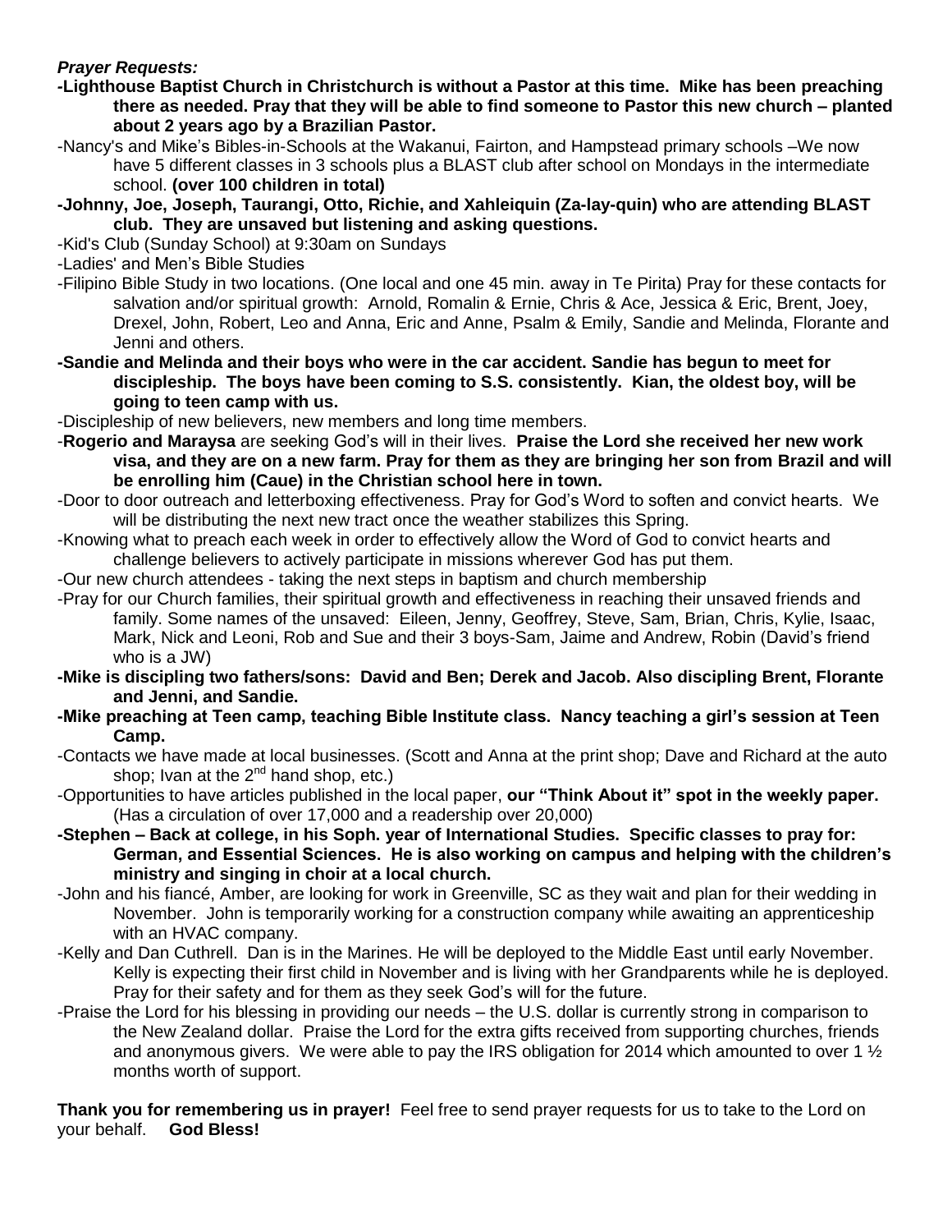***Prayer Requests:***

**-Lighthouse Baptist Church in Christchurch is without a Pastor at this time. Mike has been preaching there as needed. Pray that they will be able to find someone to Pastor this new church – planted about 2 years ago by a Brazilian Pastor.**

-Nancy's and Mike's Bibles-in-Schools at the Wakanui, Fairton, and Hampstead primary schools –We now have 5 different classes in 3 schools plus a BLAST club after school on Mondays in the intermediate school. **(over 100 children in total)**

**-Johnny, Joe, Joseph, Taurangi, Otto, Richie, and Xahleiquin (Za-lay-quin) who are attending BLAST club. They are unsaved but listening and asking questions.**

-Kid's Club (Sunday School) at 9:30am on Sundays

-Ladies' and Men's Bible Studies

-Filipino Bible Study in two locations. (One local and one 45 min. away in Te Pirita) Pray for these contacts for salvation and/or spiritual growth: Arnold, Romalin & Ernie, Chris & Ace, Jessica & Eric, Brent, Joey, Drexel, John, Robert, Leo and Anna, Eric and Anne, Psalm & Emily, Sandie and Melinda, Florante and Jenni and others.

**-Sandie and Melinda and their boys who were in the car accident. Sandie has begun to meet for discipleship. The boys have been coming to S.S. consistently. Kian, the oldest boy, will be going to teen camp with us.**

-Discipleship of new believers, new members and long time members.

-**Rogerio and Maraysa** are seeking God's will in their lives. **Praise the Lord she received her new work visa, and they are on a new farm. Pray for them as they are bringing her son from Brazil and will be enrolling him (Caue) in the Christian school here in town.**

-Door to door outreach and letterboxing effectiveness. Pray for God's Word to soften and convict hearts. We will be distributing the next new tract once the weather stabilizes this Spring.

-Knowing what to preach each week in order to effectively allow the Word of God to convict hearts and challenge believers to actively participate in missions wherever God has put them.

-Our new church attendees - taking the next steps in baptism and church membership

-Pray for our Church families, their spiritual growth and effectiveness in reaching their unsaved friends and family. Some names of the unsaved: Eileen, Jenny, Geoffrey, Steve, Sam, Brian, Chris, Kylie, Isaac, Mark, Nick and Leoni, Rob and Sue and their 3 boys-Sam, Jaime and Andrew, Robin (David's friend who is a JW)

**-Mike is discipling two fathers/sons: David and Ben; Derek and Jacob. Also discipling Brent, Florante and Jenni, and Sandie.**

**-Mike preaching at Teen camp, teaching Bible Institute class. Nancy teaching a girl's session at Teen Camp.**

-Contacts we have made at local businesses. (Scott and Anna at the print shop; Dave and Richard at the auto shop; Ivan at the 2nd hand shop, etc.)

-Opportunities to have articles published in the local paper, **our "Think About it" spot in the weekly paper.** (Has a circulation of over 17,000 and a readership over 20,000)

**-Stephen – Back at college, in his Soph. year of International Studies. Specific classes to pray for: German, and Essential Sciences. He is also working on campus and helping with the children's ministry and singing in choir at a local church.**

-John and his fiancé, Amber, are looking for work in Greenville, SC as they wait and plan for their wedding in November. John is temporarily working for a construction company while awaiting an apprenticeship with an HVAC company.

-Kelly and Dan Cuthrell. Dan is in the Marines. He will be deployed to the Middle East until early November. Kelly is expecting their first child in November and is living with her Grandparents while he is deployed. Pray for their safety and for them as they seek God's will for the future.

-Praise the Lord for his blessing in providing our needs – the U.S. dollar is currently strong in comparison to the New Zealand dollar. Praise the Lord for the extra gifts received from supporting churches, friends and anonymous givers. We were able to pay the IRS obligation for 2014 which amounted to over 1 ½ months worth of support.

**Thank you for remembering us in prayer!** Feel free to send prayer requests for us to take to the Lord on your behalf. **God Bless!**